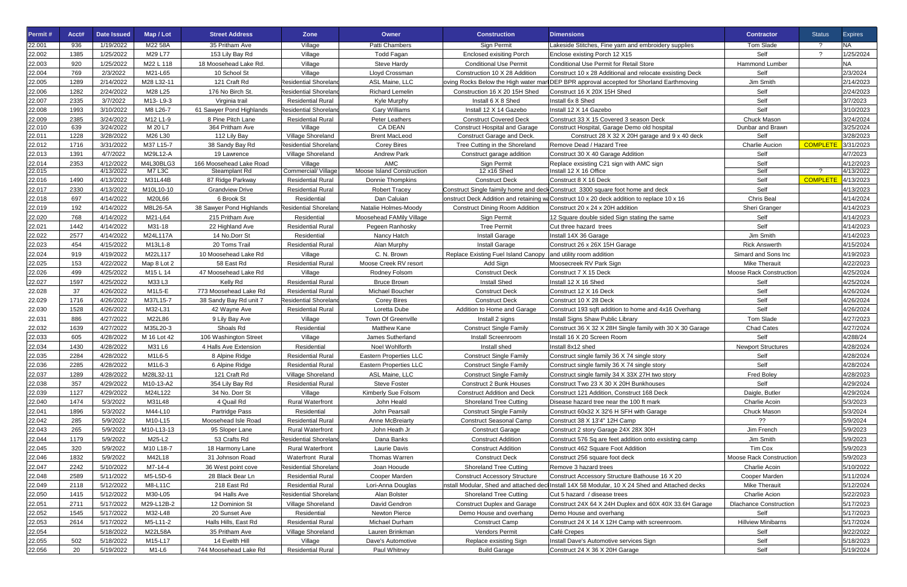| Permit # | Acct# | Date Issued | Map / Lot | Street Address | Zone | Owner | Construction | Dimensions | Contractor | Status | Expires |
|---|---|---|---|---|---|---|---|---|---|---|---|
| 22.001 | 936 | 1/19/2022 | M22 58A | 35 Pritham Ave | Village | Patti Chambers | Sign Permit | Lakeside Stitches, Fine yarn and embroidery supplies | Tom Slade | ? | NA |
| 22.002 | 1385 | 1/25/2022 | M29 L77 | 153 Lily Bay Rd | Village | Todd Fagan | Enclosed exisiting Porch | Enclose existing Porch 12 X15 | Self | ? | 1/25/2024 |
| 22.003 | 920 | 1/25/2022 | M22 L 118 | 18 Moosehead Lake Rd. | Village | Steve Hardy | Conditional Use Permit | Conditional Use Permit for Retail Store | Hammond Lumber | | NA |
| 22.004 | 769 | 2/3/2022 | M21-L65 | 10 School St | Village | Lloyd Crossman | Construction 10 X 28 Addition | Construct 10 x 28 Additional and relocate exsisting Deck | Self | | 2/3/2024 |
| 22.005 | 1289 | 2/14/2022 | M28 L32-11 | 121 Craft Rd | Residential Shoreland | ASL Maine, LLC | oving Rocks Below the High water mar | DEP BPR approval accepted for Shorland Earthmoving | Jim Smith | | 2/14/2023 |
| 22.006 | 1282 | 2/24/2022 | M28 L25 | 176 No Birch St. | Residential Shoreland | Richard Lemelin | Construction 16 X 20 15H Shed | Construct 16 X 20X 15H Shed | Self | | 2/24/2023 |
| 22.007 | 2335 | 3/7/2022 | M13- L9-3 | Virginia trail | Residential Rural | Kyle Murphy | Install 6 X 8 Shed | Install 6x8 Shed | Self | | 3/7/2023 |
| 22.008 | 1993 | 3/10/2022 | M8 L26-7 | 61 Sawyer Pond Highlands | Residential Shoreland | Gary Williams | Install 12 X 14 Gazebo | Install 12 X 14 Gazebo | Self | | 3/10/2023 |
| 22.009 | 2385 | 3/24/2022 | M12 L1-9 | 8 Pine Pitch Lane | Residential Rural | Peter Leathers | Construct Covered Deck | Construct 33 X 15 Covered 3 season Deck | Chuck Mason | | 3/24/2024 |
| 22.010 | 639 | 3/24/2022 | M 20 L7 | 364 Pritham Ave | Village | CA DEAN | Construct Hospital and Garage | Construct Hospital, Garage Demo old hospital | Dunbar and Brawn | | 3/25/2024 |
| 22.011 | 1228 | 3/28/2022 | M26 L30 | 112 Lily Bay | Village Shoreland | Brent MacLeod | Construct Garage and Deck. | Construct 28 X 32 X 20H garage and 9 x 40 deck | Self | | 3/28/2023 |
| 22.012 | 1716 | 3/31/2022 | M37 L15-7 | 38 Sandy Bay Rd | Residential Shoreland | Corey Bires | Tree Cutting in the Shoreland | Remove Dead / Hazard Tree | Charlie Aucion | COMPLETE | 3/31/2023 |
| 22.013 | 1391 | 4/7/2022 | M29L12-A | 19 Lawrence | Village Shoreland | Andrew Park | Construct garage addition | Construct 30 X 40 Garage Addition | Self | | 4/7/2023 |
| 22.014 | 2353 | 4/12/2022 | M4L30BLG3 | 166 Moosehead Lake Road | Village | AMC | Sign Permit | Replace exsisting C21 sign with AMC sign | Self | | 4/12/2023 |
| 22.015 | | 4/13/2022 | M7 L3C | Steamplant Rd | Commercial/ Village | Moose Island Construction | 12 x16 Shed | Install 12 X 16 Office | Self | ? | 4/13/2022 |
| 22.016 | 1490 | 4/13/2022 | M31L44B | 87 Ridge Parkway | Residential Rural | Donnie Thompkins | Construct Deck | Construct 8 X 16 Deck | Self | COMPLETE | 4/13/2023 |
| 22.017 | 2330 | 4/13/2022 | M10L10-10 | Grandview Drive | Residential Rural | Robert Tracey | Construct Single faimily home and deck | Construct 3300 square foot home and deck | Self | | 4/13/2023 |
| 22.018 | 697 | 4/14/2022 | M20L66 | 6 Brook St | Residential | Dan Caluian | onstruct Deck Addition and retaining wa | Construct 10 x 20 deck addition to replace 10 x 16 | Chris Beal | | 4/14/2024 |
| 22.019 | 192 | 4/14/2022 | M8L26-5A | 38 Sawyer Pond Highlands | Residential Shoreland | Natalie Holmes-Moody | Construct Dining Room Addition | Construct 20 x 24 x 20H addition | Sheri Granger | | 4/14/2023 |
| 22.020 | 768 | 4/14/2022 | M21-L64 | 215 Pritham Ave | Residential | Moosehead FAMily Village | Sign Permit | 12 Square double sided Sign stating the same | Self | | 4/14/2023 |
| 22.021 | 1442 | 4/14/2022 | M31-18 | 22 Highland Ave | Residential Rural | Pegeen Ranhosky | Tree Permit | Cut three hazard trees | Self | | 4/14/2023 |
| 22.022 | 2577 | 4/14/2022 | M24L117A | 14 No.Dorr St | Residential | Nancy Hatch | Install Garage | Install 14X 36 Garage | Jim Smith | | 4/14/2023 |
| 22.023 | 454 | 4/15/2022 | M13L1-8 | 20 Toms Trail | Residential Rural | Alan Murphy | Install Garage | Construct 26 x 26X 15H Garage | Rick Answerth | | 4/15/2024 |
| 22.024 | 919 | 4/19/2022 | M22L117 | 10 Moosehead Lake Rd | Village | C. N. Brown | Replace Existing Fuel Island Canopy | and utility room addition | Simard and Sons Inc | | 4/19/2023 |
| 22.025 | 153 | 4/22/2022 | Map 8 Lot 2 | 58 East Rd | Residential Rural | Moose Creek RV resort | Add Sign | Moosecreek RV Park Sign | Mike Therault | | 4/22/2023 |
| 22.026 | 499 | 4/25/2022 | M15 L 14 | 47 Moosehead Lake Rd | Village | Rodney Folsom | Construct Deck | Construct 7 X 15 Deck | Moose Rack Construction | | 4/25/2024 |
| 22.027 | 1597 | 4/25/2022 | M33 L3 | Kelly Rd | Residential Rural | Bruce Brown | Install Shed | Install 12 X 16 Shed | Self | | 4/25/2024 |
| 22.028 | 37 | 4/26/2022 | M1L5-E | 773 Moosehead Lake Rd | Residential Rural | Michael Boucher | Construct Deck | Construct 12 X 16 Deck | Self | | 4/26/2024 |
| 22.029 | 1716 | 4/26/2022 | M37L15-7 | 38 Sandy Bay Rd unit 7 | Residential Shoreland | Corey Bires | Construct Deck | Construct 10 X 28 Deck | Self | | 4/26/2024 |
| 22.030 | 1528 | 4/26/2022 | M32-L31 | 42 Wayne Ave | Residential Rural | Loretta Dube | Addition to Home and Garage | Construct 193 sqft addition to home and 4x16 Overhang | Self | | 4/26/2024 |
| 22.031 | 886 | 4/27/2022 | M22L86 | 9 Lily Bay Ave | Village | Town Of Greenville | Install 2 signs | Install Signs Shaw Public Library | Tom Slade | | 4/27/2023 |
| 22.032 | 1639 | 4/27/2022 | M35L20-3 | Shoals Rd | Residential | Matthew Kane | Construct Single Family | Construct 36 X 32 X 28H Single family with 30 X 30 Garage | Chad Cates | | 4/27/2024 |
| 22.033 | 605 | 4/28/2022 | M 16 Lot 42 | 106 Washington Street | Village | James Sutherland | Install Screenroom | Install 16 X 20 Screen Room | Self | | 4/288/24 |
| 22.034 | 1430 | 4/28/2022 | M31 L6 | 4 Halls Ave Extension | Residential | Noel Wohlforth | Install shed | Install 8x12 shed | Newport Structures | | 4/28/2024 |
| 22.035 | 2284 | 4/28/2022 | M1L6-5 | 8 Alpine Ridge | Residential Rural | Eastern Properties LLC | Construct Single Family | Construct single family 36 X 74 single story | Self | | 4/28/2024 |
| 22.036 | 2285 | 4/28/2022 | M1L6-3 | 6 Alpine Ridge | Residential Rural | Eastern Properties LLC | Construct Single Family | Construct single family 36 X 74 single story | Self | | 4/28/2024 |
| 22.037 | 1289 | 4/28/2022 | M28L32-11 | 121 Craft Rd | Village Shoreland | ASL Maine, LLC | Construct Single Family | Construct single family 34 X 33X 27H two story | Fred Boley | | 4/28/2023 |
| 22.038 | 357 | 4/29/2022 | M10-13-A2 | 354 Lily Bay Rd | Residential Rural | Steve Foster | Construct 2 Bunk Houses | Construct Two 23 X 30 X 20H Bunkhouses | Self | | 4/29/2024 |
| 22.039 | 1127 | 4/29/2022 | M24L122 | 34 No. Dorr St | Village | Kimberly Sue Folsom | Construct Addition and Deck | Construct 121 Addition, Construct 168 Deck | Daigle, Butler | | 4/29/2024 |
| 22.040 | 1474 | 5/3/2022 | M31L48 | 4 Quail Rd | Rural Waterfront | John Heald | Shoreland Tree Cutting | Disease hazard tree near the 100 ft mark | Charlie Acoin | | 5/3/2023 |
| 22.041 | 1896 | 5/3/2022 | M44-L10 | Partridge Pass | Residential | John Pearsall | Construct Single Family | Construct 60x32 X 32'6 H SFH with Garage | Chuck Mason | | 5/3/2024 |
| 22.042 | 285 | 5/9/2022 | M10-L15 | Moosehead Isle Road | Residential Rural | Anne McBreiarty | Construct Seasonal Camp | Construct 38 X 13'4" 12H Camp | ?? | | 5/9/2024 |
| 22.043 | 265 | 5/9/2022 | M10-L13-13 | 95 Sloper Lane | Rural Waterfront | John Heath Jr | Construct Garage | Construct 2 story Garage 24X 28X 30H | Jim French | | 5/9/2023 |
| 22.044 | 1179 | 5/9/2022 | M25-L2 | 53 Crafts Rd | Residential Shoreland | Dana Banks | Construct Addition | Construct 576 Sq are feet addition onto exsisting camp | Jim Smith | | 5/9/2023 |
| 22.045 | 320 | 5/9/2022 | M10 L18-7 | 18 Harmony Lane | Rural Waterfront | Laurie Davis | Construct Addition | Construct 462 Square Foot Addition | Tim Cox | | 5/9/2023 |
| 22.046 | 1832 | 5/9/2022 | M42L18 | 31 Johnson Road | Waterfront Rural | Thomas Warren | Construct Deck | Construct 256 square foot deck | Moose Rack Construction | | 5/9/2023 |
| 22.047 | 2242 | 5/10/2022 | M7-14-4 | 36 West point cove | Residential Shoreland | Joan Hooude | Shoreland Tree Cutting | Remove 3 hazard trees | Charlie Acoin | | 5/10/2022 |
| 22.048 | 2589 | 5/11/2022 | M5-L5D-6 | 28 Black Bear Ln | Residential Rural | Cooper Marden | Construct Accessory Structure | Construct Accessory Structure Bathouse 16 X 20 | Cooper Marden | | 5/11/2024 |
| 22.049 | 2118 | 5/12/2022 | M8-L11C | 218 East Rd | Residential Rural | Lori-Anna Douglas | nstall Modular, Shed and attached deck | Install 14X 58 Modular, 10 X 24 Shed and Attached decks | Mike Therault | | 5/12/2024 |
| 22.050 | 1415 | 5/12/2022 | M30-L05 | 94 Halls Ave | Residential Shoreland | Alan Bolster | Shoreland Tree Cutting | Cut 5 hazard / disease trees | Charlie Acion | | 5/22/2023 |
| 22.051 | 2711 | 5/17/2022 | M29-L12B-2 | 12 Dominion St | Village Shoreland | David Gendron | Construct Duplex and Garage | Construct 24X 64 X 24H Duplex and 60X 40X 33.6H Garage | Dlachance Construction | | 5/17/2023 |
| 22.052 | 1545 | 5/17/2022 | M32-L48 | 20 Sunset Ave | Residential | Newton Pierce | Demo House and overhang | Demo House and overhang | Self | | 5/17/2023 |
| 22.053 | 2614 | 5/17/2022 | M5-L11-2 | Halls Hills, East Rd | Residential Rural | Michael Durham | Construct Camp | Construct 24 X 14 X 12H Camp with screenroom. | Hillview Minibarns | | 5/17/2024 |
| 22.054 | | 5/18/2022 | M22L58A | 35 Pritham Ave | Village Shoreland | Lauren Brinkman | Vendors Permit | Café Crepes | Self | | 9/22/2022 |
| 22.055 | 502 | 5/18/2022 | M15-L17 | 14 Evelth Hill | Village | Dave's Automotive | Replace exsisting Sign | Install Dave's Automotive services Sign | Self | | 5/18/2023 |
| 22.056 | 20 | 5/19/2022 | M1-L6 | 744 Moosehead Lake Rd | Residential Rural | Paul Whitney | Build Garage | Construct 24 X 36 X 20H Garage | Self | | 5/19/2024 |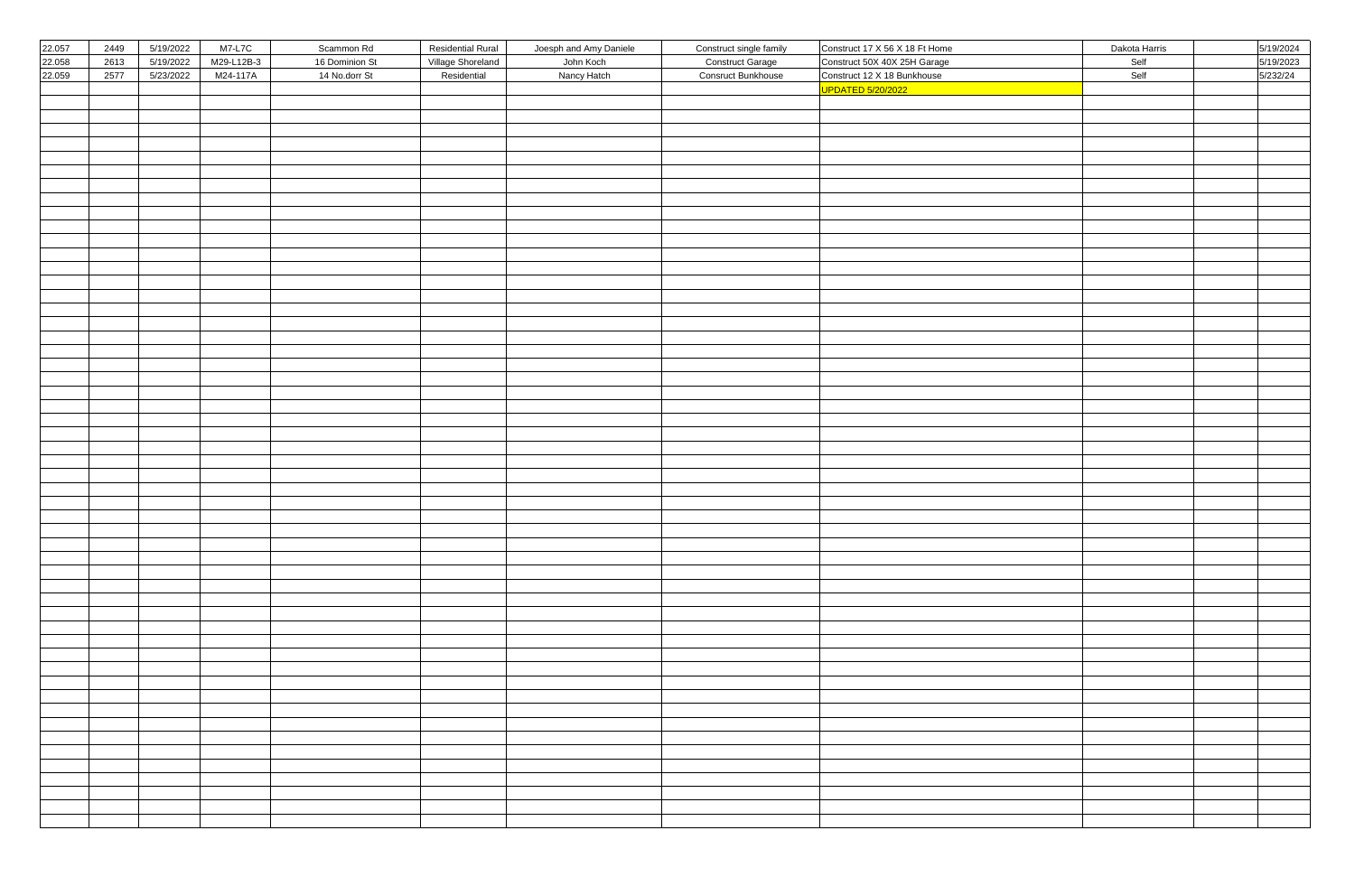| | | | | | | | | | | | |
|---|---|---|---|---|---|---|---|---|---|---|---|
| 22.057 | 2449 | 5/19/2022 | M7-L7C | Scammon Rd | Residential Rural | Joesph and Amy Daniele | Construct single family | Construct 17 X 56 X 18 Ft Home | Dakota Harris | | 5/19/2024 |
| 22.058 | 2613 | 5/19/2022 | M29-L12B-3 | 16 Dominion St | Village Shoreland | John Koch | Construct Garage | Construct 50X 40X 25H Garage | Self | | 5/19/2023 |
| 22.059 | 2577 | 5/23/2022 | M24-117A | 14 No.dorr St | Residential | Nancy Hatch | Consruct Bunkhouse | Construct 12 X 18 Bunkhouse | Self | | 5/232/24 |
| | | | | | | | | UPDATED 5/20/2022 | | | |